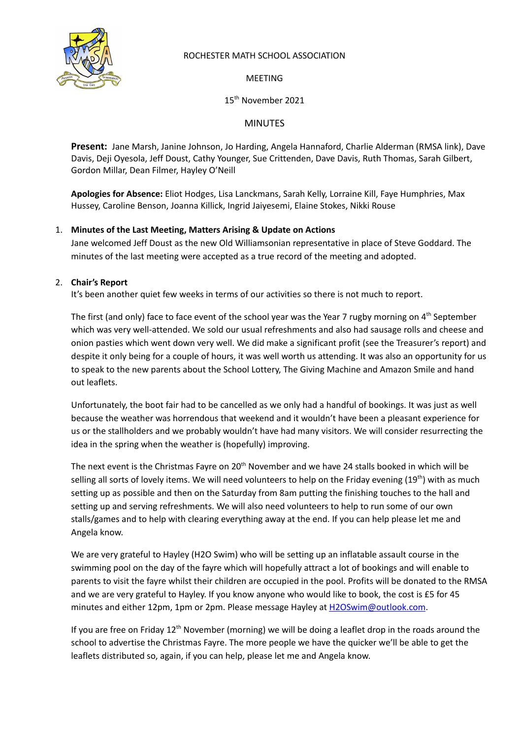ROCHESTER MATH SCHOOL ASSOCIATION

MEETING

15th November 2021

MINUTES

**Present:** Jane Marsh, Janine Johnson, Jo Harding, Angela Hannaford, Charlie Alderman (RMSA link), Dave Davis, Deji Oyesola, Jeff Doust, Cathy Younger, Sue Crittenden, Dave Davis, Ruth Thomas, Sarah Gilbert, Gordon Millar, Dean Filmer, Hayley O'Neill

**Apologies for Absence:** Eliot Hodges, Lisa Lanckmans, Sarah Kelly, Lorraine Kill, Faye Humphries, Max Hussey, Caroline Benson, Joanna Killick, Ingrid Jaiyesemi, Elaine Stokes, Nikki Rouse

1. **Minutes of the Last Meeting, Matters Arising & Update on Actions**

   Jane welcomed Jeff Doust as the new Old Williamsonian representative in place of Steve Goddard. The minutes of the last meeting were accepted as a true record of the meeting and adopted.

2. **Chair's Report**

   It's been another quiet few weeks in terms of our activities so there is not much to report.

   The first (and only) face to face event of the school year was the Year 7 rugby morning on 4th September which was very well-attended. We sold our usual refreshments and also had sausage rolls and cheese and onion pasties which went down very well. We did make a significant profit (see the Treasurer's report) and despite it only being for a couple of hours, it was well worth us attending. It was also an opportunity for us to speak to the new parents about the School Lottery, The Giving Machine and Amazon Smile and hand out leaflets.

   Unfortunately, the boot fair had to be cancelled as we only had a handful of bookings. It was just as well because the weather was horrendous that weekend and it wouldn't have been a pleasant experience for us or the stallholders and we probably wouldn't have had many visitors. We will consider resurrecting the idea in the spring when the weather is (hopefully) improving.

   The next event is the Christmas Fayre on 20th November and we have 24 stalls booked in which will be selling all sorts of lovely items. We will need volunteers to help on the Friday evening (19th) with as much setting up as possible and then on the Saturday from 8am putting the finishing touches to the hall and setting up and serving refreshments. We will also need volunteers to help to run some of our own stalls/games and to help with clearing everything away at the end. If you can help please let me and Angela know.

   We are very grateful to Hayley (H2O Swim) who will be setting up an inflatable assault course in the swimming pool on the day of the fayre which will hopefully attract a lot of bookings and will enable to parents to visit the fayre whilst their children are occupied in the pool. Profits will be donated to the RMSA and we are very grateful to Hayley. If you know anyone who would like to book, the cost is £5 for 45 minutes and either 12pm, 1pm or 2pm. Please message Hayley at H2OSwim@outlook.com.

   If you are free on Friday 12th November (morning) we will be doing a leaflet drop in the roads around the school to advertise the Christmas Fayre. The more people we have the quicker we'll be able to get the leaflets distributed so, again, if you can help, please let me and Angela know.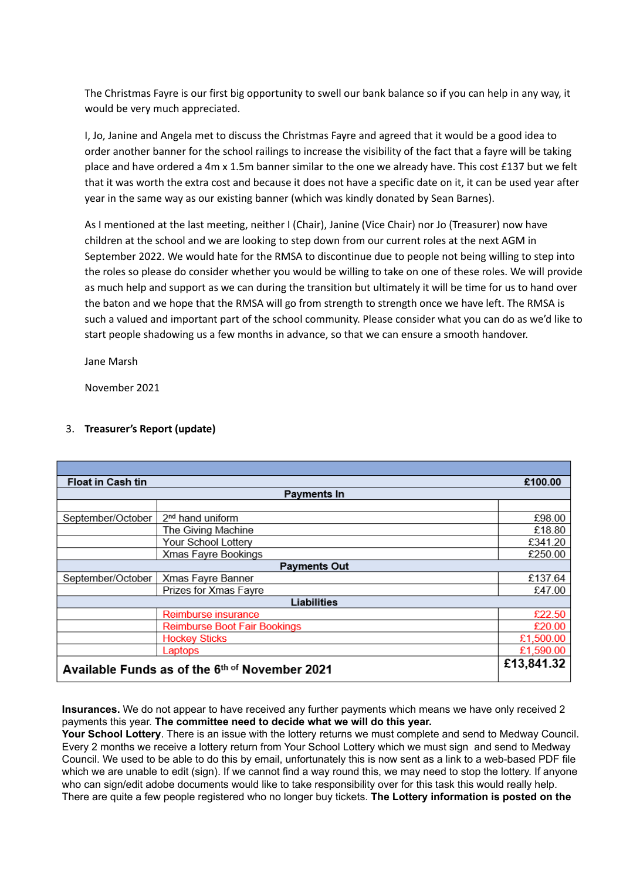The Christmas Fayre is our first big opportunity to swell our bank balance so if you can help in any way, it would be very much appreciated.

I, Jo, Janine and Angela met to discuss the Christmas Fayre and agreed that it would be a good idea to order another banner for the school railings to increase the visibility of the fact that a fayre will be taking place and have ordered a 4m x 1.5m banner similar to the one we already have. This cost £137 but we felt that it was worth the extra cost and because it does not have a specific date on it, it can be used year after year in the same way as our existing banner (which was kindly donated by Sean Barnes).

As I mentioned at the last meeting, neither I (Chair), Janine (Vice Chair) nor Jo (Treasurer) now have children at the school and we are looking to step down from our current roles at the next AGM in September 2022. We would hate for the RMSA to discontinue due to people not being willing to step into the roles so please do consider whether you would be willing to take on one of these roles. We will provide as much help and support as we can during the transition but ultimately it will be time for us to hand over the baton and we hope that the RMSA will go from strength to strength once we have left. The RMSA is such a valued and important part of the school community. Please consider what you can do as we'd like to start people shadowing us a few months in advance, so that we can ensure a smooth handover.

Jane Marsh

November 2021

3. **Treasurer's Report (update)**

| | | |
|---|---|---|
| **Float in Cash tin** | | **£100.00** |
| | **Payments In** | |
| | | |
| September/October | 2nd hand uniform | £98.00 |
| | The Giving Machine | £18.80 |
| | Your School Lottery | £341.20 |
| | Xmas Fayre Bookings | £250.00 |
| | **Payments Out** | |
| September/October | Xmas Fayre Banner | £137.64 |
| | Prizes for Xmas Fayre | £47.00 |
| | **Liabilities** | |
| | Reimburse insurance | £22.50 |
| | Reimburse Boot Fair Bookings | £20.00 |
| | Hockey Sticks | £1,500.00 |
| | Laptops | £1,590.00 |
| **Available Funds as of the 6th of November 2021** | | **£13,841.32** |

**Insurances.** We do not appear to have received any further payments which means we have only received 2 payments this year. **The committee need to decide what we will do this year.**
**Your School Lottery**. There is an issue with the lottery returns we must complete and send to Medway Council. Every 2 months we receive a lottery return from Your School Lottery which we must sign and send to Medway Council. We used to be able to do this by email, unfortunately this is now sent as a link to a web-based PDF file which we are unable to edit (sign). If we cannot find a way round this, we may need to stop the lottery. If anyone who can sign/edit adobe documents would like to take responsibility over for this task this would really help. There are quite a few people registered who no longer buy tickets. **The Lottery information is posted on the**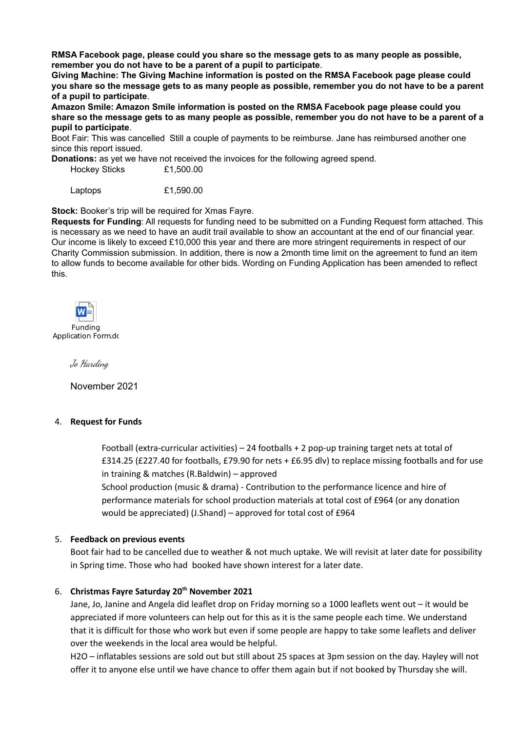**RMSA Facebook page, please could you share so the message gets to as many people as possible, remember you do not have to be a parent of a pupil to participate**.

**Giving Machine: The Giving Machine information is posted on the RMSA Facebook page please could you share so the message gets to as many people as possible, remember you do not have to be a parent of a pupil to participate**.

**Amazon Smile: Amazon Smile information is posted on the RMSA Facebook page please could you share so the message gets to as many people as possible, remember you do not have to be a parent of a pupil to participate**.

Boot Fair: This was cancelled Still a couple of payments to be reimburse. Jane has reimbursed another one since this report issued.

**Donations:** as yet we have not received the invoices for the following agreed spend.

| | |
|---|---|
| Hockey Sticks | £1,500.00 |
| Laptops | £1,590.00 |

**Stock:** Booker's trip will be required for Xmas Fayre.

**Requests for Funding**: All requests for funding need to be submitted on a Funding Request form attached. This is necessary as we need to have an audit trail available to show an accountant at the end of our financial year. Our income is likely to exceed £10,000 this year and there are more stringent requirements in respect of our Charity Commission submission. In addition, there is now a 2month time limit on the agreement to fund an item to allow funds to become available for other bids. Wording on Funding Application has been amended to reflect this.

Funding Application Form.dc

*Jo Harding*

November 2021

4. **Request for Funds**

    Football (extra-curricular activities) – 24 footballs + 2 pop-up training target nets at total of £314.25 (£227.40 for footballs, £79.90 for nets + £6.95 dlv) to replace missing footballs and for use in training & matches (R.Baldwin) – approved

    School production (music & drama) - Contribution to the performance licence and hire of performance materials for school production materials at total cost of £964 (or any donation would be appreciated) (J.Shand) – approved for total cost of £964

5. **Feedback on previous events**

    Boot fair had to be cancelled due to weather & not much uptake. We will revisit at later date for possibility in Spring time. Those who had booked have shown interest for a later date.

6. **Christmas Fayre Saturday 20th November 2021**

    Jane, Jo, Janine and Angela did leaflet drop on Friday morning so a 1000 leaflets went out – it would be appreciated if more volunteers can help out for this as it is the same people each time. We understand that it is difficult for those who work but even if some people are happy to take some leaflets and deliver over the weekends in the local area would be helpful.

    H2O – inflatables sessions are sold out but still about 25 spaces at 3pm session on the day. Hayley will not offer it to anyone else until we have chance to offer them again but if not booked by Thursday she will.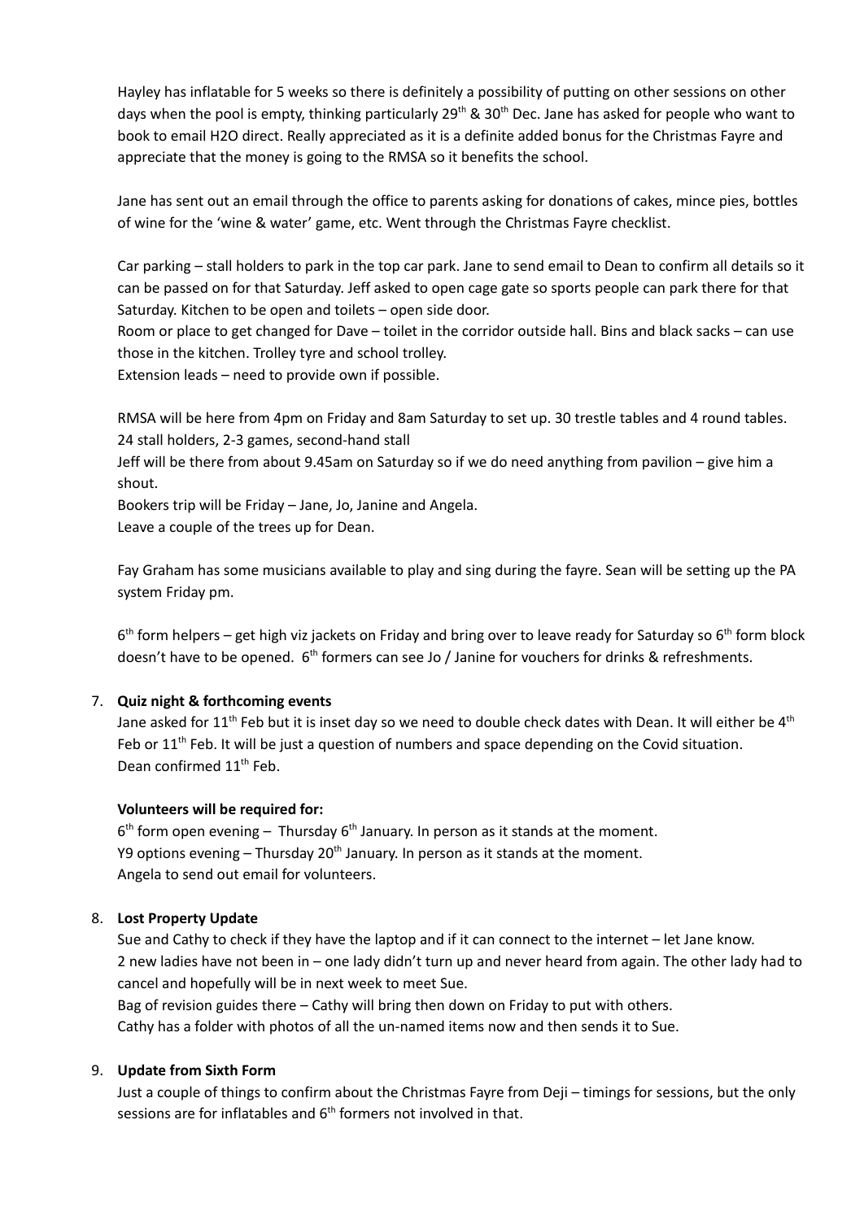Hayley has inflatable for 5 weeks so there is definitely a possibility of putting on other sessions on other days when the pool is empty, thinking particularly 29th & 30th Dec. Jane has asked for people who want to book to email H2O direct. Really appreciated as it is a definite added bonus for the Christmas Fayre and appreciate that the money is going to the RMSA so it benefits the school.

Jane has sent out an email through the office to parents asking for donations of cakes, mince pies, bottles of wine for the 'wine & water' game, etc. Went through the Christmas Fayre checklist.

Car parking – stall holders to park in the top car park. Jane to send email to Dean to confirm all details so it can be passed on for that Saturday. Jeff asked to open cage gate so sports people can park there for that Saturday. Kitchen to be open and toilets – open side door.
Room or place to get changed for Dave – toilet in the corridor outside hall. Bins and black sacks – can use those in the kitchen. Trolley tyre and school trolley.
Extension leads – need to provide own if possible.

RMSA will be here from 4pm on Friday and 8am Saturday to set up. 30 trestle tables and 4 round tables. 24 stall holders, 2-3 games, second-hand stall
Jeff will be there from about 9.45am on Saturday so if we do need anything from pavilion – give him a shout.
Bookers trip will be Friday – Jane, Jo, Janine and Angela.
Leave a couple of the trees up for Dean.

Fay Graham has some musicians available to play and sing during the fayre. Sean will be setting up the PA system Friday pm.

6th form helpers – get high viz jackets on Friday and bring over to leave ready for Saturday so 6th form block doesn't have to be opened. 6th formers can see Jo / Janine for vouchers for drinks & refreshments.

7. **Quiz night & forthcoming events**

   Jane asked for 11th Feb but it is inset day so we need to double check dates with Dean. It will either be 4th Feb or 11th Feb. It will be just a question of numbers and space depending on the Covid situation.
   Dean confirmed 11th Feb.

   **Volunteers will be required for:**

   6th form open evening – Thursday 6th January. In person as it stands at the moment.
   Y9 options evening – Thursday 20th January. In person as it stands at the moment.
   Angela to send out email for volunteers.

8. **Lost Property Update**

   Sue and Cathy to check if they have the laptop and if it can connect to the internet – let Jane know.
   2 new ladies have not been in – one lady didn't turn up and never heard from again. The other lady had to cancel and hopefully will be in next week to meet Sue.
   Bag of revision guides there – Cathy will bring then down on Friday to put with others.
   Cathy has a folder with photos of all the un-named items now and then sends it to Sue.

9. **Update from Sixth Form**

   Just a couple of things to confirm about the Christmas Fayre from Deji – timings for sessions, but the only sessions are for inflatables and 6th formers not involved in that.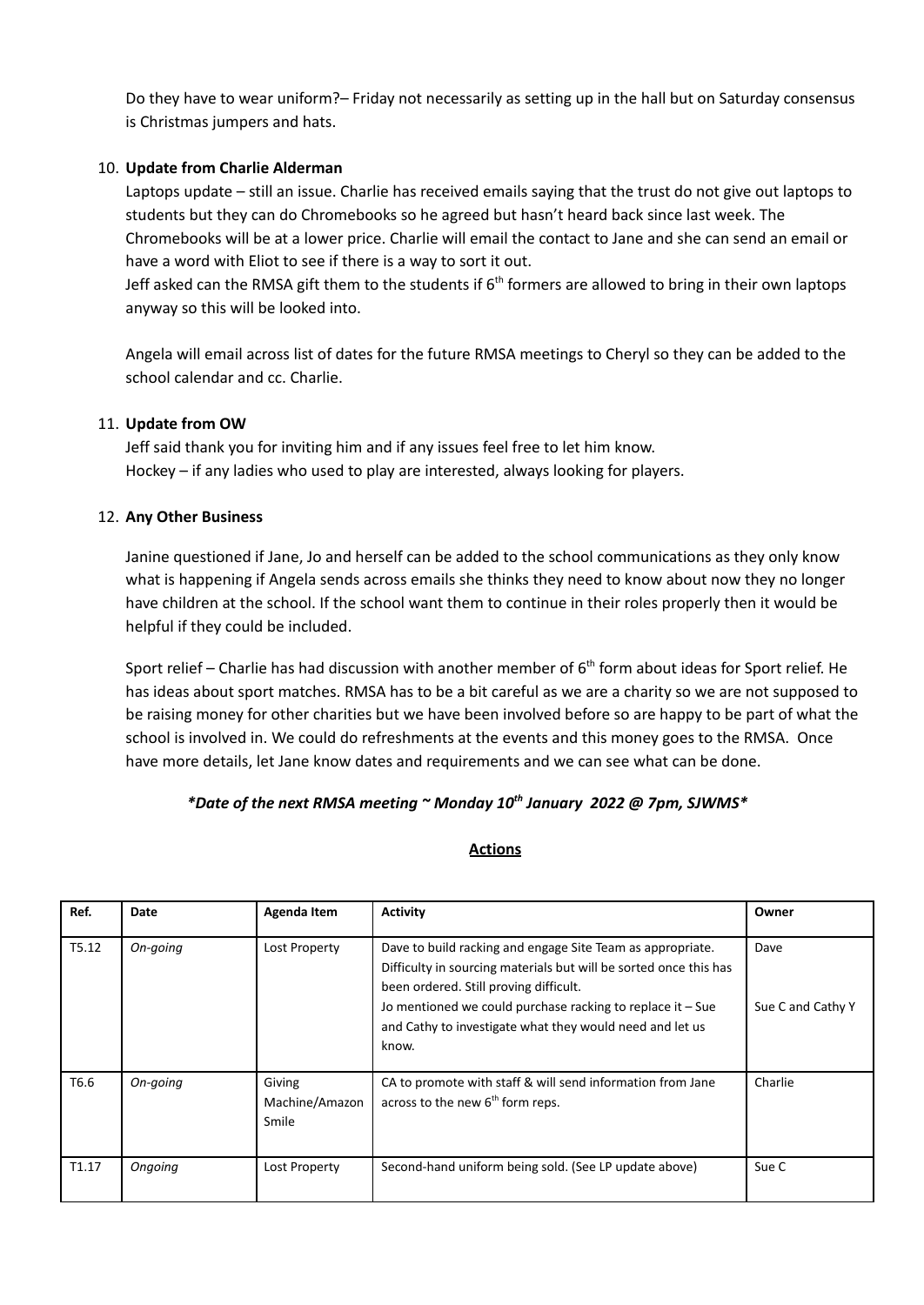Do they have to wear uniform?– Friday not necessarily as setting up in the hall but on Saturday consensus is Christmas jumpers and hats.

10. **Update from Charlie Alderman**

    Laptops update – still an issue. Charlie has received emails saying that the trust do not give out laptops to students but they can do Chromebooks so he agreed but hasn't heard back since last week. The Chromebooks will be at a lower price. Charlie will email the contact to Jane and she can send an email or have a word with Eliot to see if there is a way to sort it out.

    Jeff asked can the RMSA gift them to the students if 6th formers are allowed to bring in their own laptops anyway so this will be looked into.

    Angela will email across list of dates for the future RMSA meetings to Cheryl so they can be added to the school calendar and cc. Charlie.

11. **Update from OW**

    Jeff said thank you for inviting him and if any issues feel free to let him know.

    Hockey – if any ladies who used to play are interested, always looking for players.

12. **Any Other Business**

    Janine questioned if Jane, Jo and herself can be added to the school communications as they only know what is happening if Angela sends across emails she thinks they need to know about now they no longer have children at the school. If the school want them to continue in their roles properly then it would be helpful if they could be included.

    Sport relief – Charlie has had discussion with another member of 6th form about ideas for Sport relief. He has ideas about sport matches. RMSA has to be a bit careful as we are a charity so we are not supposed to be raising money for other charities but we have been involved before so are happy to be part of what the school is involved in. We could do refreshments at the events and this money goes to the RMSA. Once have more details, let Jane know dates and requirements and we can see what can be done.

***Date of the next RMSA meeting ~ Monday 10th January 2022 @ 7pm, SJWMS***

**Actions**

| Ref. | Date | Agenda Item | Activity | Owner |
|---|---|---|---|---|
| T5.12 | *On-going* | Lost Property | Dave to build racking and engage Site Team as appropriate. Difficulty in sourcing materials but will be sorted once this has been ordered. Still proving difficult.<br>Jo mentioned we could purchase racking to replace it – Sue and Cathy to investigate what they would need and let us know. | Dave<br>Sue C and Cathy Y |
| T6.6 | *On-going* | Giving Machine/Amazon Smile | CA to promote with staff & will send information from Jane across to the new 6th form reps. | Charlie |
| T1.17 | *Ongoing* | Lost Property | Second-hand uniform being sold. (See LP update above) | Sue C |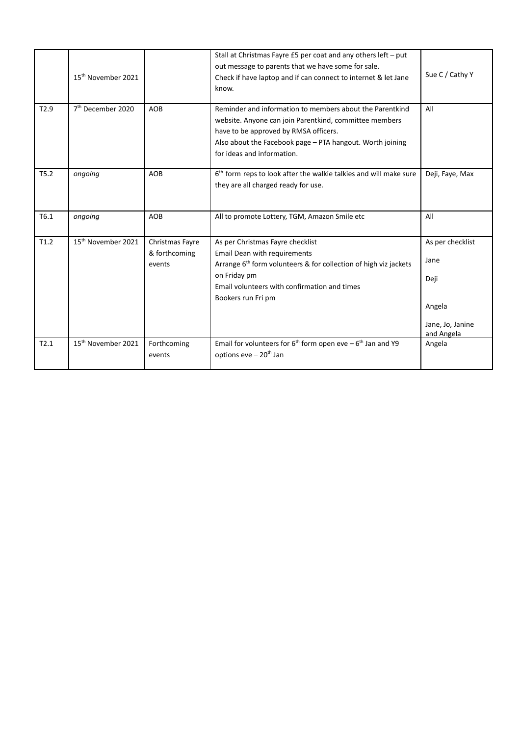| | | | | |
|---|---|---|---|---|
| | 15th November 2021 | | Stall at Christmas Fayre £5 per coat and any others left – put out message to parents that we have some for sale.<br>Check if have laptop and if can connect to internet & let Jane know. | Sue C / Cathy Y |
| T2.9 | 7th December 2020 | AOB | Reminder and information to members about the Parentkind website. Anyone can join Parentkind, committee members have to be approved by RMSA officers.<br>Also about the Facebook page – PTA hangout. Worth joining for ideas and information. | All |
| T5.2 | *ongoing* | AOB | 6th form reps to look after the walkie talkies and will make sure they are all charged ready for use. | Deji, Faye, Max |
| T6.1 | *ongoing* | AOB | All to promote Lottery, TGM, Amazon Smile etc | All |
| T1.2 | 15th November 2021 | Christmas Fayre & forthcoming events | As per Christmas Fayre checklist<br>Email Dean with requirements<br>Arrange 6th form volunteers & for collection of high viz jackets on Friday pm<br>Email volunteers with confirmation and times<br>Bookers run Fri pm | As per checklist<br>Jane<br>Deji<br>Angela<br>Jane, Jo, Janine and Angela |
| T2.1 | 15th November 2021 | Forthcoming events | Email for volunteers for 6th form open eve – 6th Jan and Y9 options eve – 20th Jan | Angela |